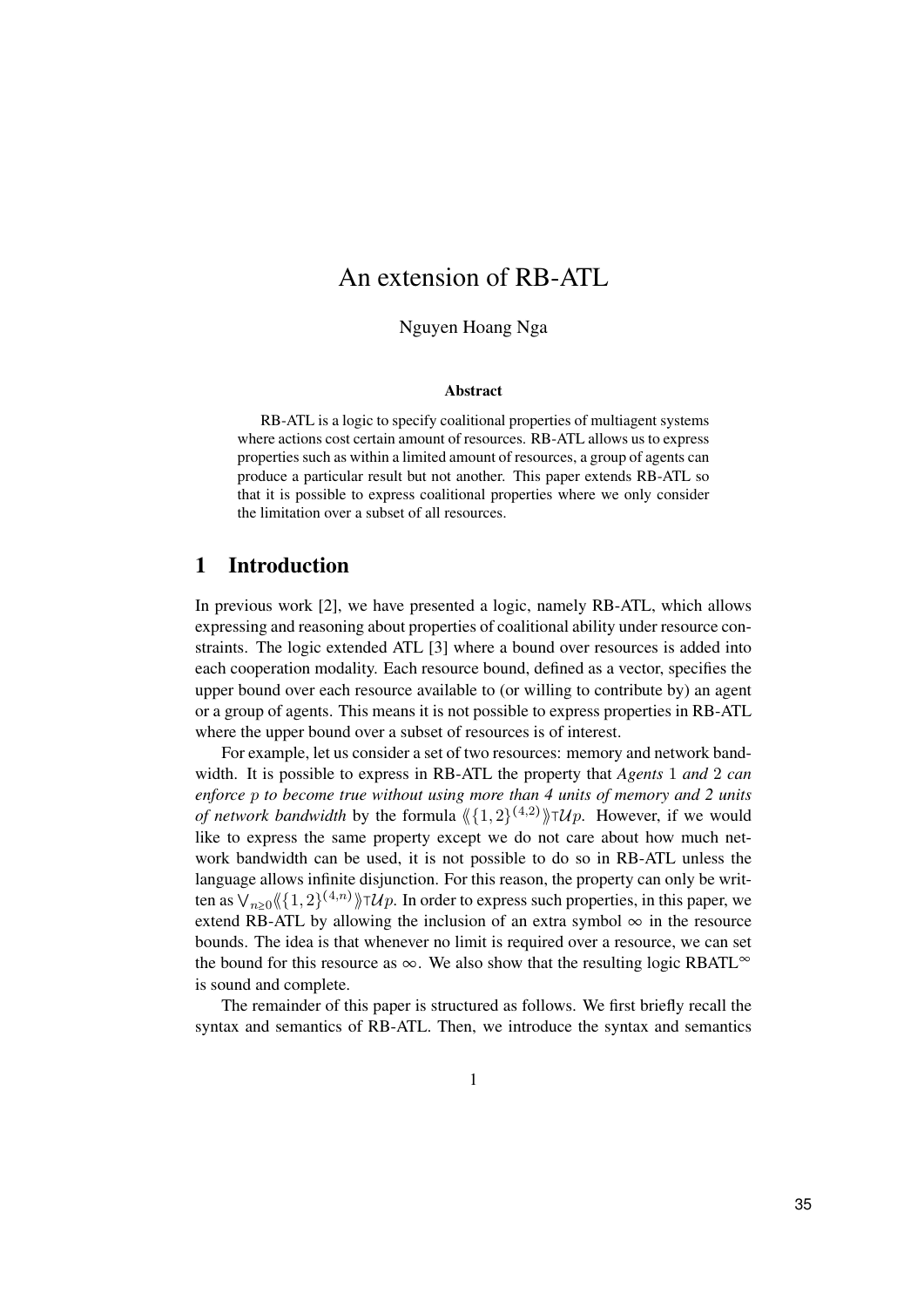# An extension of RB-ATL

Nguyen Hoang Nga

### Abstract

RB-ATL is a logic to specify coalitional properties of multiagent systems where actions cost certain amount of resources. RB-ATL allows us to express properties such as within a limited amount of resources, a group of agents can produce a particular result but not another. This paper extends RB-ATL so that it is possible to express coalitional properties where we only consider the limitation over a subset of all resources.

## 1 Introduction

In previous work [2], we have presented a logic, namely RB-ATL, which allows expressing and reasoning about properties of coalitional ability under resource constraints. The logic extended ATL [3] where a bound over resources is added into each cooperation modality. Each resource bound, defined as a vector, specifies the upper bound over each resource available to (or willing to contribute by) an agent or a group of agents. This means it is not possible to express properties in RB-ATL where the upper bound over a subset of resources is of interest.

For example, let us consider a set of two resources: memory and network bandwidth. It is possible to express in RB-ATL the property that *Agents* $1$ *and* $2$ *can enforce* $p$ *to become true without using more than 4 units of memory and 2 units of network bandwidth* by the formula $\langle\langle \{1,2\}^{(4,2)} \rangle\rangle \top \mathcal{U} p$. However, if we would like to express the same property except we do not care about how much network bandwidth can be used, it is not possible to do so in RB-ATL unless the language allows infinite disjunction. For this reason, the property can only be written as $\bigvee_{n \geq 0} \langle\langle \{1,2\}^{(4,n)} \rangle\rangle \top \mathcal{U} p$. In order to express such properties, in this paper, we extend RB-ATL by allowing the inclusion of an extra symbol $\infty$ in the resource bounds. The idea is that whenever no limit is required over a resource, we can set the bound for this resource as $\infty$. We also show that the resulting logic RBATL$^{\infty}$ is sound and complete.

The remainder of this paper is structured as follows. We first briefly recall the syntax and semantics of RB-ATL. Then, we introduce the syntax and semantics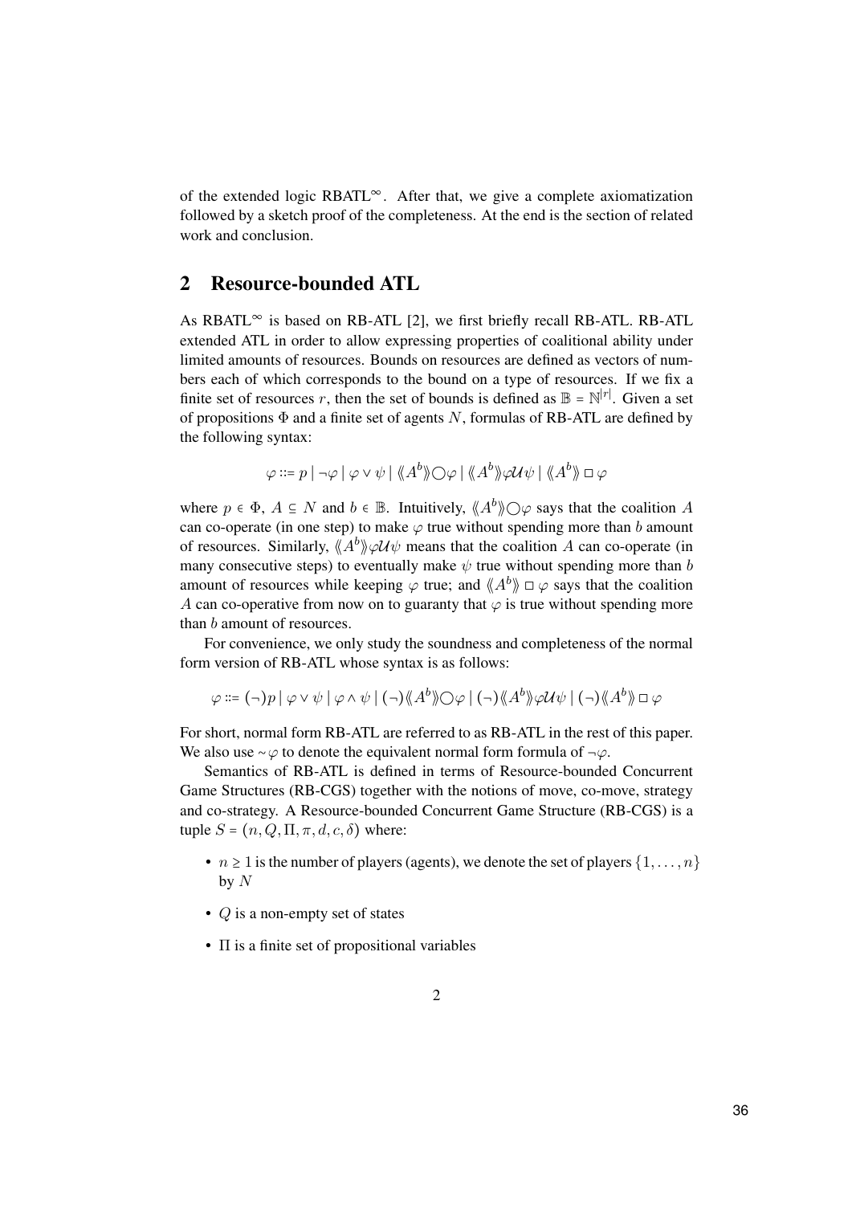of the extended logic RBATL$^\infty$. After that, we give a complete axiomatization followed by a sketch proof of the completeness. At the end is the section of related work and conclusion.

## 2 Resource-bounded ATL

As RBATL$^\infty$ is based on RB-ATL [2], we first briefly recall RB-ATL. RB-ATL extended ATL in order to allow expressing properties of coalitional ability under limited amounts of resources. Bounds on resources are defined as vectors of numbers each of which corresponds to the bound on a type of resources. If we fix a finite set of resources $r$, then the set of bounds is defined as $\mathbb{B} = \mathbb{N}^{|r|}$. Given a set of propositions $\Phi$ and a finite set of agents $N$, formulas of RB-ATL are defined by the following syntax:

$$\varphi ::= p \mid \neg\varphi \mid \varphi \vee \psi \mid \langle\!\langle A^b \rangle\!\rangle \bigcirc \varphi \mid \langle\!\langle A^b \rangle\!\rangle \varphi \mathcal{U} \psi \mid \langle\!\langle A^b \rangle\!\rangle \, \Box \, \varphi$$

where $p \in \Phi$, $A \subseteq N$ and $b \in \mathbb{B}$. Intuitively, $\langle\!\langle A^b \rangle\!\rangle \bigcirc \varphi$ says that the coalition $A$ can co-operate (in one step) to make $\varphi$ true without spending more than $b$ amount of resources. Similarly, $\langle\!\langle A^b \rangle\!\rangle \varphi \mathcal{U} \psi$ means that the coalition $A$ can co-operate (in many consecutive steps) to eventually make $\psi$ true without spending more than $b$ amount of resources while keeping $\varphi$ true; and $\langle\!\langle A^b \rangle\!\rangle \, \Box \, \varphi$ says that the coalition $A$ can co-operative from now on to guaranty that $\varphi$ is true without spending more than $b$ amount of resources.

For convenience, we only study the soundness and completeness of the normal form version of RB-ATL whose syntax is as follows:

$$\varphi ::= (\neg)p \mid \varphi \vee \psi \mid \varphi \wedge \psi \mid (\neg)\langle\!\langle A^b \rangle\!\rangle \bigcirc \varphi \mid (\neg)\langle\!\langle A^b \rangle\!\rangle \varphi \mathcal{U} \psi \mid (\neg)\langle\!\langle A^b \rangle\!\rangle \, \Box \, \varphi$$

For short, normal form RB-ATL are referred to as RB-ATL in the rest of this paper. We also use $\sim\varphi$ to denote the equivalent normal form formula of $\neg\varphi$.

Semantics of RB-ATL is defined in terms of Resource-bounded Concurrent Game Structures (RB-CGS) together with the notions of move, co-move, strategy and co-strategy. A Resource-bounded Concurrent Game Structure (RB-CGS) is a tuple $S = (n, Q, \Pi, \pi, d, c, \delta)$ where:

- $n \geq 1$ is the number of players (agents), we denote the set of players $\{1, \ldots, n\}$ by $N$
- $Q$ is a non-empty set of states
- $\Pi$ is a finite set of propositional variables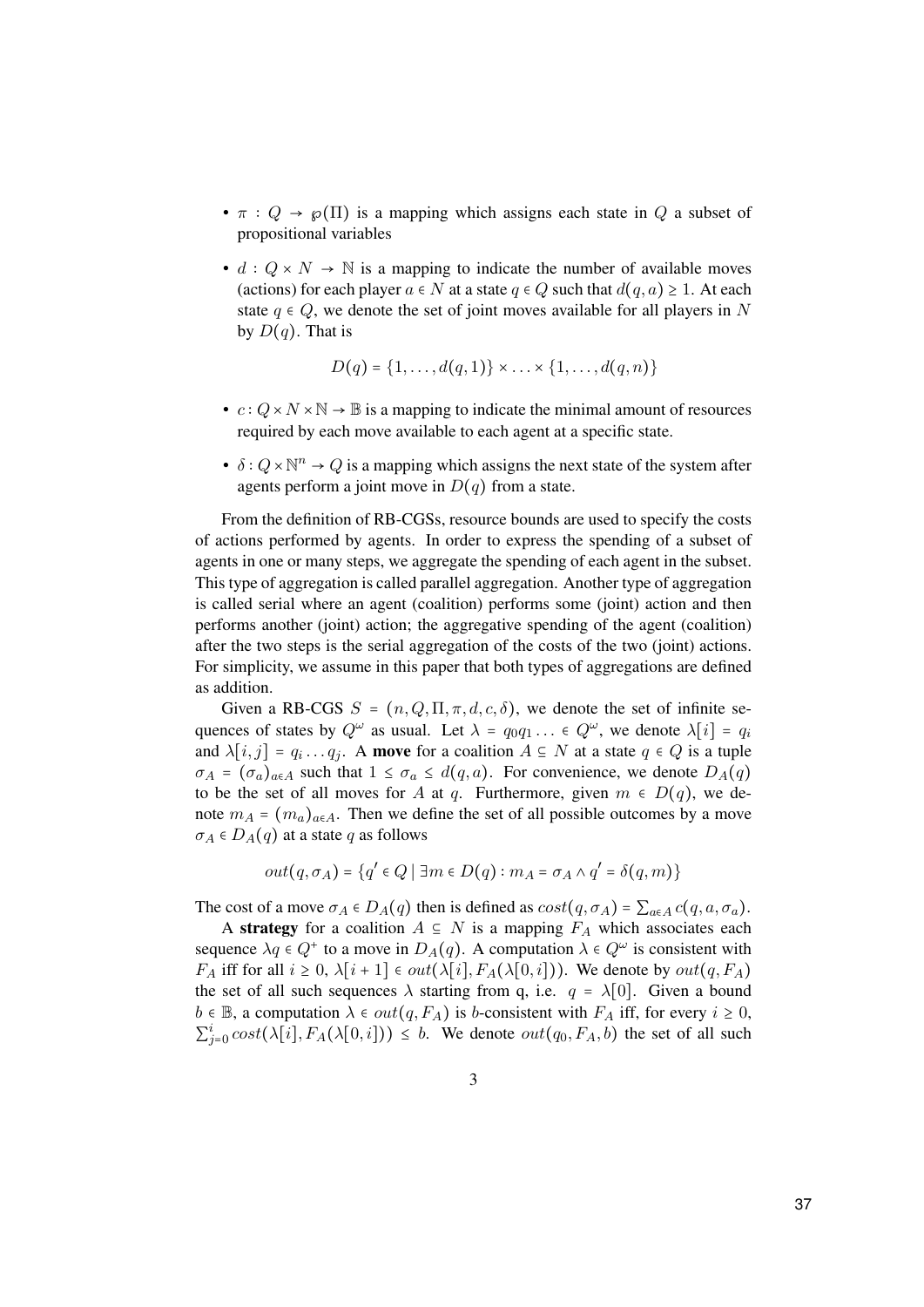- $\pi : Q \to \wp(\Pi)$ is a mapping which assigns each state in $Q$ a subset of propositional variables
- $d : Q \times N \to \mathbb{N}$ is a mapping to indicate the number of available moves (actions) for each player $a \in N$ at a state $q \in Q$ such that $d(q, a) \geq 1$. At each state $q \in Q$, we denote the set of joint moves available for all players in $N$ by $D(q)$. That is

$$D(q) = \{1, \ldots, d(q, 1)\} \times \ldots \times \{1, \ldots, d(q, n)\}$$

- $c : Q \times N \times \mathbb{N} \to \mathbb{B}$ is a mapping to indicate the minimal amount of resources required by each move available to each agent at a specific state.
- $\delta : Q \times \mathbb{N}^n \to Q$ is a mapping which assigns the next state of the system after agents perform a joint move in $D(q)$ from a state.

From the definition of RB-CGSs, resource bounds are used to specify the costs of actions performed by agents. In order to express the spending of a subset of agents in one or many steps, we aggregate the spending of each agent in the subset. This type of aggregation is called parallel aggregation. Another type of aggregation is called serial where an agent (coalition) performs some (joint) action and then performs another (joint) action; the aggregative spending of the agent (coalition) after the two steps is the serial aggregation of the costs of the two (joint) actions. For simplicity, we assume in this paper that both types of aggregations are defined as addition.

Given a RB-CGS $S = (n, Q, \Pi, \pi, d, c, \delta)$, we denote the set of infinite sequences of states by $Q^\omega$ as usual. Let $\lambda = q_0 q_1 \ldots \in Q^\omega$, we denote $\lambda[i] = q_i$ and $\lambda[i, j] = q_i \ldots q_j$. A **move** for a coalition $A \subseteq N$ at a state $q \in Q$ is a tuple $\sigma_A = (\sigma_a)_{a \in A}$ such that $1 \leq \sigma_a \leq d(q, a)$. For convenience, we denote $D_A(q)$ to be the set of all moves for $A$ at $q$. Furthermore, given $m \in D(q)$, we denote $m_A = (m_a)_{a \in A}$. Then we define the set of all possible outcomes by a move $\sigma_A \in D_A(q)$ at a state $q$ as follows

$$out(q, \sigma_A) = \{q' \in Q \mid \exists m \in D(q) : m_A = \sigma_A \wedge q' = \delta(q, m)\}$$

The cost of a move $\sigma_A \in D_A(q)$ then is defined as $cost(q, \sigma_A) = \sum_{a \in A} c(q, a, \sigma_a)$.

A **strategy** for a coalition $A \subseteq N$ is a mapping $F_A$ which associates each sequence $\lambda q \in Q^+$ to a move in $D_A(q)$. A computation $\lambda \in Q^\omega$ is consistent with $F_A$ iff for all $i \geq 0$, $\lambda[i+1] \in out(\lambda[i], F_A(\lambda[0, i]))$. We denote by $out(q, F_A)$ the set of all such sequences $\lambda$ starting from q, i.e. $q = \lambda[0]$. Given a bound $b \in \mathbb{B}$, a computation $\lambda \in out(q, F_A)$ is $b$-consistent with $F_A$ iff, for every $i \geq 0$, $\sum_{j=0}^{i} cost(\lambda[i], F_A(\lambda[0, i])) \leq b$. We denote $out(q_0, F_A, b)$ the set of all such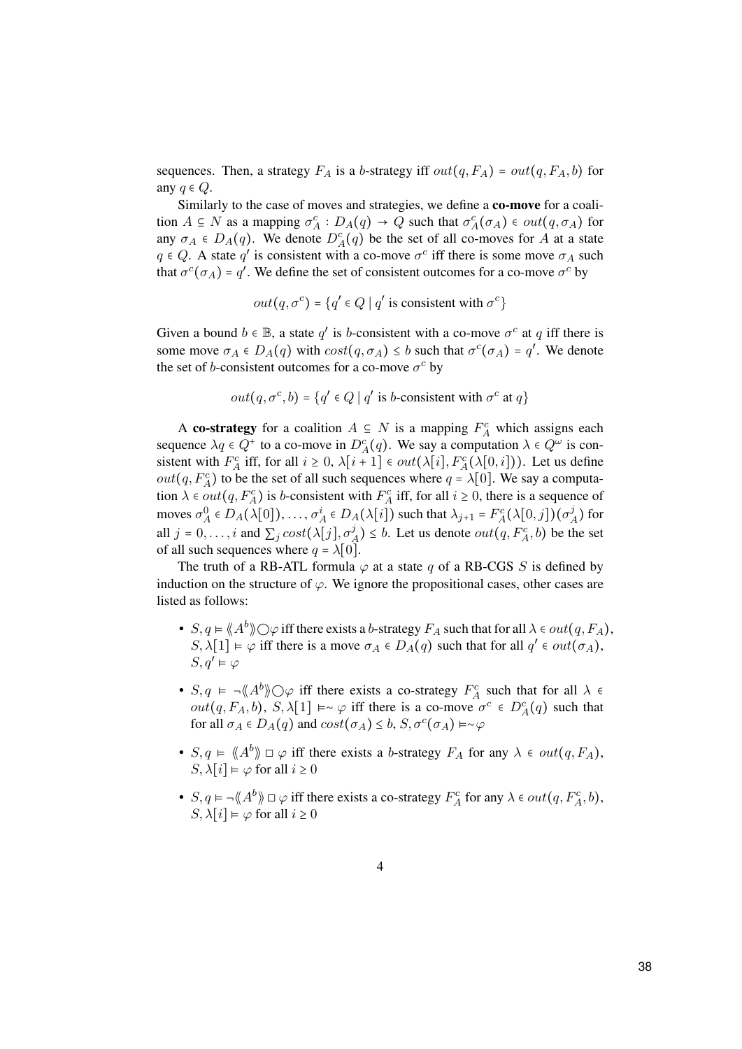sequences. Then, a strategy $F_A$ is a $b$-strategy iff $out(q, F_A) = out(q, F_A, b)$ for any $q \in Q$.

Similarly to the case of moves and strategies, we define a **co-move** for a coalition $A \subseteq N$ as a mapping $\sigma^c_A : D_A(q) \to Q$ such that $\sigma^c_A(\sigma_A) \in out(q, \sigma_A)$ for any $\sigma_A \in D_A(q)$. We denote $D^c_A(q)$ be the set of all co-moves for $A$ at a state $q \in Q$. A state $q'$ is consistent with a co-move $\sigma^c$ iff there is some move $\sigma_A$ such that $\sigma^c(\sigma_A) = q'$. We define the set of consistent outcomes for a co-move $\sigma^c$ by

$$out(q, \sigma^c) = \{q' \in Q \mid q' \text{ is consistent with } \sigma^c\}$$

Given a bound $b \in \mathbb{B}$, a state $q'$ is $b$-consistent with a co-move $\sigma^c$ at $q$ iff there is some move $\sigma_A \in D_A(q)$ with $cost(q, \sigma_A) \leq b$ such that $\sigma^c(\sigma_A) = q'$. We denote the set of $b$-consistent outcomes for a co-move $\sigma^c$ by

$$out(q, \sigma^c, b) = \{q' \in Q \mid q' \text{ is } b\text{-consistent with } \sigma^c \text{ at } q\}$$

A **co-strategy** for a coalition $A \subseteq N$ is a mapping $F^c_A$ which assigns each sequence $\lambda q \in Q^+$ to a co-move in $D^c_A(q)$. We say a computation $\lambda \in Q^\omega$ is consistent with $F^c_A$ iff, for all $i \geq 0$, $\lambda[i+1] \in out(\lambda[i], F^c_A(\lambda[0, i]))$. Let us define $out(q, F^c_A)$ to be the set of all such sequences where $q = \lambda[0]$. We say a computation $\lambda \in out(q, F^c_A)$ is $b$-consistent with $F^c_A$ iff, for all $i \geq 0$, there is a sequence of moves $\sigma^0_A \in D_A(\lambda[0]), \ldots, \sigma^i_A \in D_A(\lambda[i])$ such that $\lambda_{j+1} = F^c_A(\lambda[0, j])(\sigma^j_A)$ for all $j = 0, \ldots, i$ and $\sum_j cost(\lambda[j], \sigma^j_A) \leq b$. Let us denote $out(q, F^c_A, b)$ be the set of all such sequences where $q = \lambda[0]$.

The truth of a RB-ATL formula $\varphi$ at a state $q$ of a RB-CGS $S$ is defined by induction on the structure of $\varphi$. We ignore the propositional cases, other cases are listed as follows:

- $S, q \models \langle\!\langle A^b \rangle\!\rangle \bigcirc \varphi$ iff there exists a $b$-strategy $F_A$ such that for all $\lambda \in out(q, F_A)$, $S, \lambda[1] \models \varphi$ iff there is a move $\sigma_A \in D_A(q)$ such that for all $q' \in out(\sigma_A)$, $S, q' \models \varphi$
- $S, q \models \neg\langle\!\langle A^b \rangle\!\rangle \bigcirc \varphi$ iff there exists a co-strategy $F^c_A$ such that for all $\lambda \in out(q, F_A, b)$, $S, \lambda[1] \models\sim \varphi$ iff there is a co-move $\sigma^c \in D^c_A(q)$ such that for all $\sigma_A \in D_A(q)$ and $cost(\sigma_A) \leq b$, $S, \sigma^c(\sigma_A) \models\sim \varphi$
- $S, q \models \langle\!\langle A^b \rangle\!\rangle \Box \varphi$ iff there exists a $b$-strategy $F_A$ for any $\lambda \in out(q, F_A)$, $S, \lambda[i] \models \varphi$ for all $i \geq 0$
- $S, q \models \neg\langle\!\langle A^b \rangle\!\rangle \Box \varphi$ iff there exists a co-strategy $F^c_A$ for any $\lambda \in out(q, F^c_A, b)$, $S, \lambda[i] \models \varphi$ for all $i \geq 0$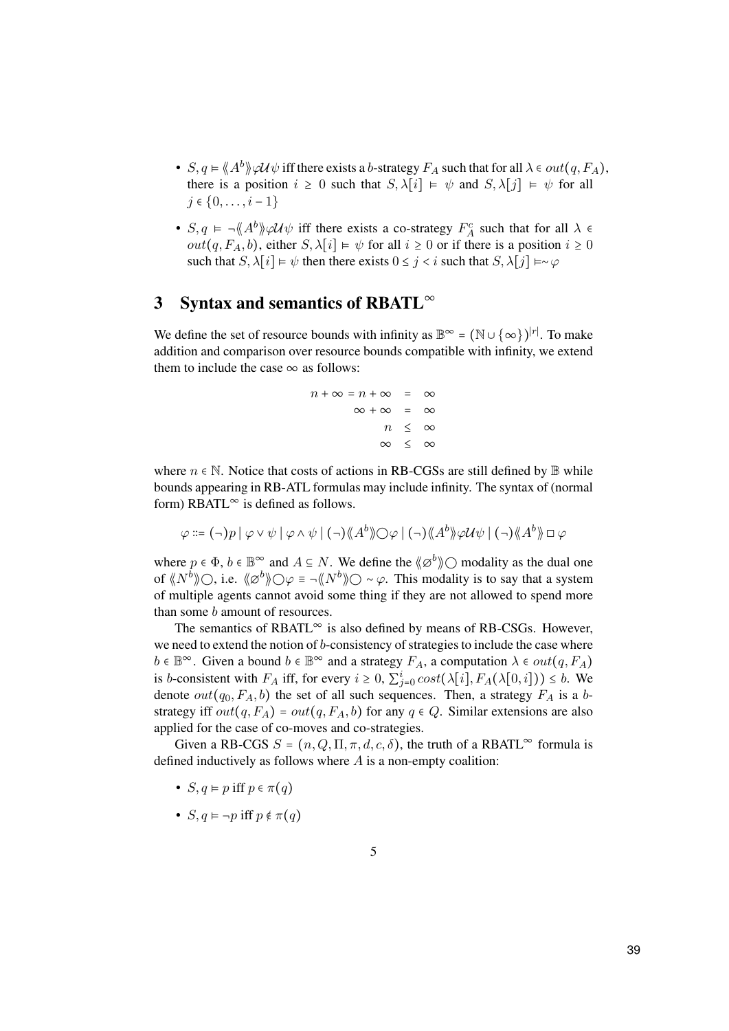- $S, q \models \langle\!\langle A^b \rangle\!\rangle \varphi \mathcal{U} \psi$ iff there exists a $b$-strategy $F_A$ such that for all $\lambda \in out(q, F_A)$, there is a position $i \geq 0$ such that $S, \lambda[i] \models \psi$ and $S, \lambda[j] \models \psi$ for all $j \in \{0, \ldots, i-1\}$

- $S, q \models \neg\langle\!\langle A^b \rangle\!\rangle \varphi \mathcal{U} \psi$ iff there exists a co-strategy $F_A^c$ such that for all $\lambda \in out(q, F_A, b)$, either $S, \lambda[i] \models \psi$ for all $i \geq 0$ or if there is a position $i \geq 0$ such that $S, \lambda[i] \models \psi$ then there exists $0 \leq j < i$ such that $S, \lambda[j] \models \sim \varphi$

## 3 Syntax and semantics of RBATL$^\infty$

We define the set of resource bounds with infinity as $\mathbb{B}^\infty = (\mathbb{N} \cup \{\infty\})^{|r|}$. To make addition and comparison over resource bounds compatible with infinity, we extend them to include the case $\infty$ as follows:

$$
\begin{aligned}
n + \infty = n + \infty &= \infty \\
\infty + \infty &= \infty \\
n &\leq \infty \\
\infty &\leq \infty
\end{aligned}
$$

where $n \in \mathbb{N}$. Notice that costs of actions in RB-CGSs are still defined by $\mathbb{B}$ while bounds appearing in RB-ATL formulas may include infinity. The syntax of (normal form) RBATL$^\infty$ is defined as follows.

$$
\varphi ::= (\neg)p \mid \varphi \vee \psi \mid \varphi \wedge \psi \mid (\neg)\langle\!\langle A^b \rangle\!\rangle \bigcirc \varphi \mid (\neg)\langle\!\langle A^b \rangle\!\rangle \varphi \mathcal{U} \psi \mid (\neg)\langle\!\langle A^b \rangle\!\rangle \Box \varphi
$$

where $p \in \Phi$, $b \in \mathbb{B}^\infty$ and $A \subseteq N$. We define the $\langle\!\langle \varnothing^b \rangle\!\rangle \bigcirc$ modality as the dual one of $\langle\!\langle N^b \rangle\!\rangle \bigcirc$, i.e. $\langle\!\langle \varnothing^b \rangle\!\rangle \bigcirc \varphi \equiv \neg\langle\!\langle N^b \rangle\!\rangle \bigcirc \sim \varphi$. This modality is to say that a system of multiple agents cannot avoid some thing if they are not allowed to spend more than some $b$ amount of resources.

The semantics of RBATL$^\infty$ is also defined by means of RB-CSGs. However, we need to extend the notion of $b$-consistency of strategies to include the case where $b \in \mathbb{B}^\infty$. Given a bound $b \in \mathbb{B}^\infty$ and a strategy $F_A$, a computation $\lambda \in out(q, F_A)$ is $b$-consistent with $F_A$ iff, for every $i \geq 0$, $\sum_{j=0}^{i} cost(\lambda[i], F_A(\lambda[0,i])) \leq b$. We denote $out(q_0, F_A, b)$ the set of all such sequences. Then, a strategy $F_A$ is a $b$-strategy iff $out(q, F_A) = out(q, F_A, b)$ for any $q \in Q$. Similar extensions are also applied for the case of co-moves and co-strategies.

Given a RB-CGS $S = (n, Q, \Pi, \pi, d, c, \delta)$, the truth of a RBATL$^\infty$ formula is defined inductively as follows where $A$ is a non-empty coalition:

- $S, q \models p$ iff $p \in \pi(q)$

- $S, q \models \neg p$ iff $p \notin \pi(q)$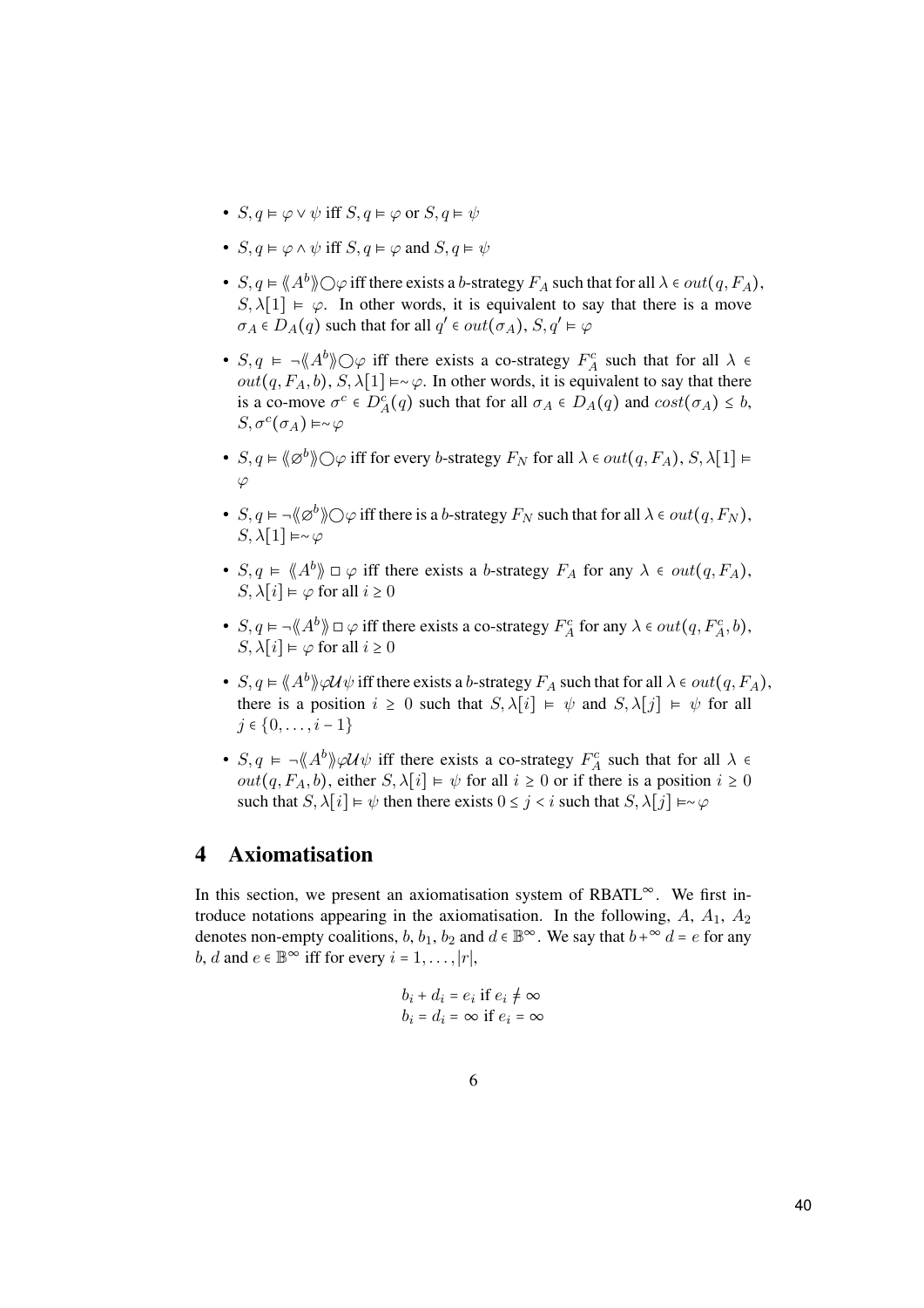- $S, q \models \varphi \vee \psi$ iff $S, q \models \varphi$ or $S, q \models \psi$

- $S, q \models \varphi \wedge \psi$ iff $S, q \models \varphi$ and $S, q \models \psi$

- $S, q \models \langle\!\langle A^b \rangle\!\rangle \bigcirc \varphi$ iff there exists a $b$-strategy $F_A$ such that for all $\lambda \in out(q, F_A)$, $S, \lambda[1] \models \varphi$. In other words, it is equivalent to say that there is a move $\sigma_A \in D_A(q)$ such that for all $q' \in out(\sigma_A)$, $S, q' \models \varphi$

- $S, q \models \neg\langle\!\langle A^b \rangle\!\rangle \bigcirc \varphi$ iff there exists a co-strategy $F_A^c$ such that for all $\lambda \in out(q, F_A, b)$, $S, \lambda[1] \models\sim \varphi$. In other words, it is equivalent to say that there is a co-move $\sigma^c \in D_A^c(q)$ such that for all $\sigma_A \in D_A(q)$ and $cost(\sigma_A) \leq b$, $S, \sigma^c(\sigma_A) \models\sim \varphi$

- $S, q \models \langle\!\langle \varnothing^b \rangle\!\rangle \bigcirc \varphi$ iff for every $b$-strategy $F_N$ for all $\lambda \in out(q, F_A)$, $S, \lambda[1] \models \varphi$

- $S, q \models \neg\langle\!\langle \varnothing^b \rangle\!\rangle \bigcirc \varphi$ iff there is a $b$-strategy $F_N$ such that for all $\lambda \in out(q, F_N)$, $S, \lambda[1] \models\sim \varphi$

- $S, q \models \langle\!\langle A^b \rangle\!\rangle \Box \varphi$ iff there exists a $b$-strategy $F_A$ for any $\lambda \in out(q, F_A)$, $S, \lambda[i] \models \varphi$ for all $i \geq 0$

- $S, q \models \neg\langle\!\langle A^b \rangle\!\rangle \Box \varphi$ iff there exists a co-strategy $F_A^c$ for any $\lambda \in out(q, F_A^c, b)$, $S, \lambda[i] \models \varphi$ for all $i \geq 0$

- $S, q \models \langle\!\langle A^b \rangle\!\rangle \varphi \mathcal{U} \psi$ iff there exists a $b$-strategy $F_A$ such that for all $\lambda \in out(q, F_A)$, there is a position $i \geq 0$ such that $S, \lambda[i] \models \psi$ and $S, \lambda[j] \models \psi$ for all $j \in \{0, \dots, i-1\}$

- $S, q \models \neg\langle\!\langle A^b \rangle\!\rangle \varphi \mathcal{U} \psi$ iff there exists a co-strategy $F_A^c$ such that for all $\lambda \in out(q, F_A, b)$, either $S, \lambda[i] \models \psi$ for all $i \geq 0$ or if there is a position $i \geq 0$ such that $S, \lambda[i] \models \psi$ then there exists $0 \leq j < i$ such that $S, \lambda[j] \models\sim \varphi$

## 4 Axiomatisation

In this section, we present an axiomatisation system of RBATL$^\infty$. We first introduce notations appearing in the axiomatisation. In the following, $A$, $A_1$, $A_2$ denotes non-empty coalitions, $b$, $b_1$, $b_2$ and $d \in \mathbb{B}^\infty$. We say that $b +^\infty d = e$ for any $b$, $d$ and $e \in \mathbb{B}^\infty$ iff for every $i = 1, \dots, |r|$,

$$b_i + d_i = e_i \text{ if } e_i \neq \infty$$
$$b_i = d_i = \infty \text{ if } e_i = \infty$$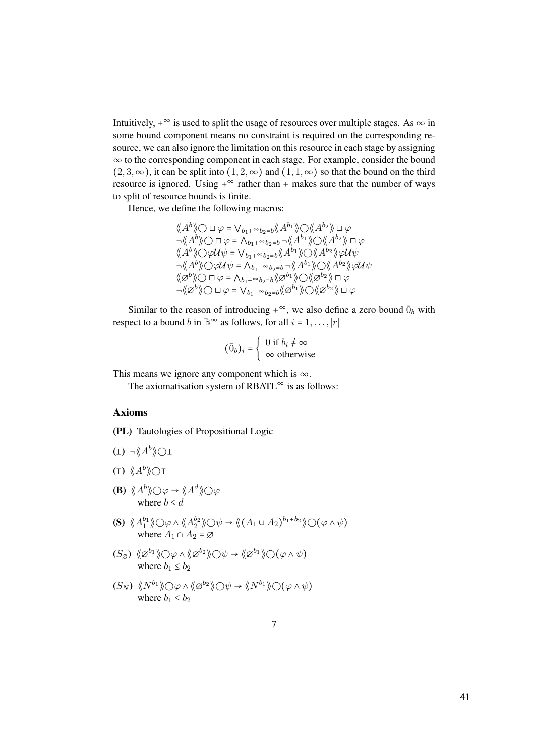Intuitively, $+^{\infty}$ is used to split the usage of resources over multiple stages. As $\infty$ in some bound component means no constraint is required on the corresponding resource, we can also ignore the limitation on this resource in each stage by assigning $\infty$ to the corresponding component in each stage. For example, consider the bound $(2,3,\infty)$, it can be split into $(1,2,\infty)$ and $(1,1,\infty)$ so that the bound on the third resource is ignored. Using $+^{\infty}$ rather than $+$ makes sure that the number of ways to split of resource bounds is finite.

Hence, we define the following macros:

$$
\begin{aligned}
&\langle\!\langle A^b \rangle\!\rangle \bigcirc \Box \varphi = \bigvee_{b_1 +^{\infty} b_2 = b} \langle\!\langle A^{b_1} \rangle\!\rangle \bigcirc \langle\!\langle A^{b_2} \rangle\!\rangle \Box \varphi \\
&\neg \langle\!\langle A^b \rangle\!\rangle \bigcirc \Box \varphi = \bigwedge_{b_1 +^{\infty} b_2 = b} \neg \langle\!\langle A^{b_1} \rangle\!\rangle \bigcirc \langle\!\langle A^{b_2} \rangle\!\rangle \Box \varphi \\
&\langle\!\langle A^b \rangle\!\rangle \bigcirc \varphi \mathcal{U} \psi = \bigvee_{b_1 +^{\infty} b_2 = b} \langle\!\langle A^{b_1} \rangle\!\rangle \bigcirc \langle\!\langle A^{b_2} \rangle\!\rangle \varphi \mathcal{U} \psi \\
&\neg \langle\!\langle A^b \rangle\!\rangle \bigcirc \varphi \mathcal{U} \psi = \bigwedge_{b_1 +^{\infty} b_2 = b} \neg \langle\!\langle A^{b_1} \rangle\!\rangle \bigcirc \langle\!\langle A^{b_2} \rangle\!\rangle \varphi \mathcal{U} \psi \\
&\langle\!\langle \varnothing^b \rangle\!\rangle \bigcirc \Box \varphi = \bigwedge_{b_1 +^{\infty} b_2 = b} \langle\!\langle \varnothing^{b_1} \rangle\!\rangle \bigcirc \langle\!\langle \varnothing^{b_2} \rangle\!\rangle \Box \varphi \\
&\neg \langle\!\langle \varnothing^b \rangle\!\rangle \bigcirc \Box \varphi = \bigvee_{b_1 +^{\infty} b_2 = b} \langle\!\langle \varnothing^{b_1} \rangle\!\rangle \bigcirc \langle\!\langle \varnothing^{b_2} \rangle\!\rangle \Box \varphi
\end{aligned}
$$

Similar to the reason of introducing $+^{\infty}$, we also define a zero bound $\bar{0}_b$ with respect to a bound $b$ in $\mathbb{B}^{\infty}$ as follows, for all $i = 1, \ldots, |r|$

$$
(\bar{0}_b)_i = \begin{cases} 0 \text{ if } b_i \neq \infty \\ \infty \text{ otherwise} \end{cases}
$$

This means we ignore any component which is $\infty$.

The axiomatisation system of RBATL$^{\infty}$ is as follows:

## Axioms

**(PL)** Tautologies of Propositional Logic

**($\bot$)** $\neg \langle\!\langle A^b \rangle\!\rangle \bigcirc \bot$

**($\top$)** $\langle\!\langle A^b \rangle\!\rangle \bigcirc \top$

**(B)** $\langle\!\langle A^b \rangle\!\rangle \bigcirc \varphi \to \langle\!\langle A^d \rangle\!\rangle \bigcirc \varphi$
where $b \leq d$

**(S)** $\langle\!\langle A_1^{b_1} \rangle\!\rangle \bigcirc \varphi \wedge \langle\!\langle A_2^{b_2} \rangle\!\rangle \bigcirc \psi \to \langle\!\langle (A_1 \cup A_2)^{b_1+b_2} \rangle\!\rangle \bigcirc (\varphi \wedge \psi)$
where $A_1 \cap A_2 = \varnothing$

**($S_{\varnothing}$)** $\langle\!\langle \varnothing^{b_1} \rangle\!\rangle \bigcirc \varphi \wedge \langle\!\langle \varnothing^{b_2} \rangle\!\rangle \bigcirc \psi \to \langle\!\langle \varnothing^{b_1} \rangle\!\rangle \bigcirc (\varphi \wedge \psi)$
where $b_1 \leq b_2$

**($S_N$)** $\langle\!\langle N^{b_1} \rangle\!\rangle \bigcirc \varphi \wedge \langle\!\langle \varnothing^{b_2} \rangle\!\rangle \bigcirc \psi \to \langle\!\langle N^{b_1} \rangle\!\rangle \bigcirc (\varphi \wedge \psi)$
where $b_1 \leq b_2$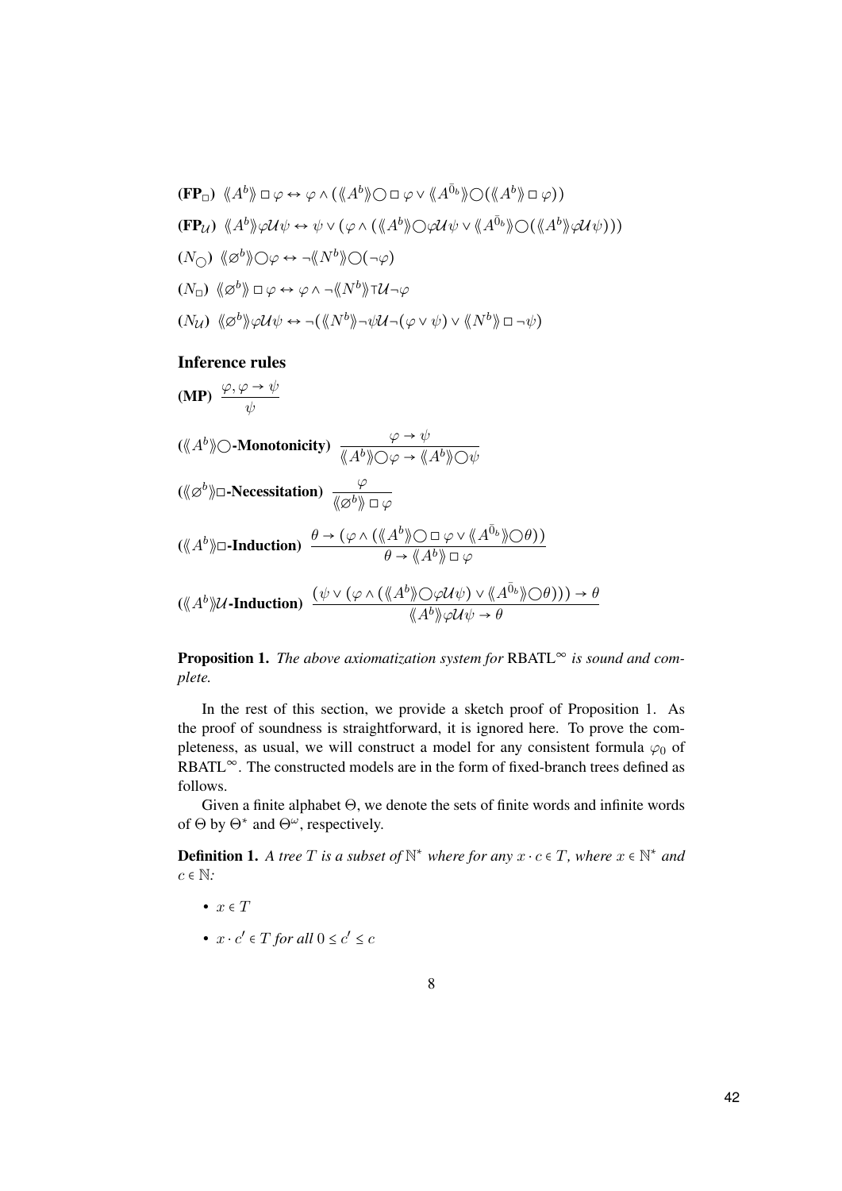**(FP$_\Box$)** $\langle\!\langle A^b \rangle\!\rangle \Box \varphi \leftrightarrow \varphi \wedge (\langle\!\langle A^b \rangle\!\rangle \bigcirc \Box \varphi \vee \langle\!\langle A^{\bar{0}_b} \rangle\!\rangle \bigcirc (\langle\!\langle A^b \rangle\!\rangle \Box \varphi))$

**(FP$_\mathcal{U}$)** $\langle\!\langle A^b \rangle\!\rangle \varphi \mathcal{U} \psi \leftrightarrow \psi \vee (\varphi \wedge (\langle\!\langle A^b \rangle\!\rangle \bigcirc \varphi \mathcal{U} \psi \vee \langle\!\langle A^{\bar{0}_b} \rangle\!\rangle \bigcirc (\langle\!\langle A^b \rangle\!\rangle \varphi \mathcal{U} \psi)))$

**($N_\bigcirc$)** $\langle\!\langle \varnothing^b \rangle\!\rangle \bigcirc \varphi \leftrightarrow \neg \langle\!\langle N^b \rangle\!\rangle \bigcirc (\neg \varphi)$

**($N_\Box$)** $\langle\!\langle \varnothing^b \rangle\!\rangle \Box \varphi \leftrightarrow \varphi \wedge \neg \langle\!\langle N^b \rangle\!\rangle \top \mathcal{U} \neg \varphi$

**($N_\mathcal{U}$)** $\langle\!\langle \varnothing^b \rangle\!\rangle \varphi \mathcal{U} \psi \leftrightarrow \neg (\langle\!\langle N^b \rangle\!\rangle \neg \psi \mathcal{U} \neg (\varphi \vee \psi) \vee \langle\!\langle N^b \rangle\!\rangle \Box \neg \psi)$

## Inference rules

**(MP)** $\dfrac{\varphi, \varphi \rightarrow \psi}{\psi}$

**($\langle\!\langle A^b \rangle\!\rangle \bigcirc$-Monotonicity)** $\dfrac{\varphi \rightarrow \psi}{\langle\!\langle A^b \rangle\!\rangle \bigcirc \varphi \rightarrow \langle\!\langle A^b \rangle\!\rangle \bigcirc \psi}$

**($\langle\!\langle \varnothing^b \rangle\!\rangle \Box$-Necessitation)** $\dfrac{\varphi}{\langle\!\langle \varnothing^b \rangle\!\rangle \Box \varphi}$

**($\langle\!\langle A^b \rangle\!\rangle \Box$-Induction)** $\dfrac{\theta \rightarrow (\varphi \wedge (\langle\!\langle A^b \rangle\!\rangle \bigcirc \Box \varphi \vee \langle\!\langle A^{\bar{0}_b} \rangle\!\rangle \bigcirc \theta))}{\theta \rightarrow \langle\!\langle A^b \rangle\!\rangle \Box \varphi}$

**($\langle\!\langle A^b \rangle\!\rangle \mathcal{U}$-Induction)** $\dfrac{(\psi \vee (\varphi \wedge (\langle\!\langle A^b \rangle\!\rangle \bigcirc \varphi \mathcal{U} \psi) \vee \langle\!\langle A^{\bar{0}_b} \rangle\!\rangle \bigcirc \theta))) \rightarrow \theta}{\langle\!\langle A^b \rangle\!\rangle \varphi \mathcal{U} \psi \rightarrow \theta}$

**Proposition 1.** *The above axiomatization system for* RBATL$^\infty$ *is sound and complete.*

In the rest of this section, we provide a sketch proof of Proposition 1. As the proof of soundness is straightforward, it is ignored here. To prove the completeness, as usual, we will construct a model for any consistent formula $\varphi_0$ of RBATL$^\infty$. The constructed models are in the form of fixed-branch trees defined as follows.

Given a finite alphabet $\Theta$, we denote the sets of finite words and infinite words of $\Theta$ by $\Theta^*$ and $\Theta^\omega$, respectively.

**Definition 1.** *A tree $T$ is a subset of $\mathbb{N}^*$ where for any $x \cdot c \in T$, where $x \in \mathbb{N}^*$ and $c \in \mathbb{N}$:*

- $x \in T$
- $x \cdot c' \in T$ *for all* $0 \leq c' \leq c$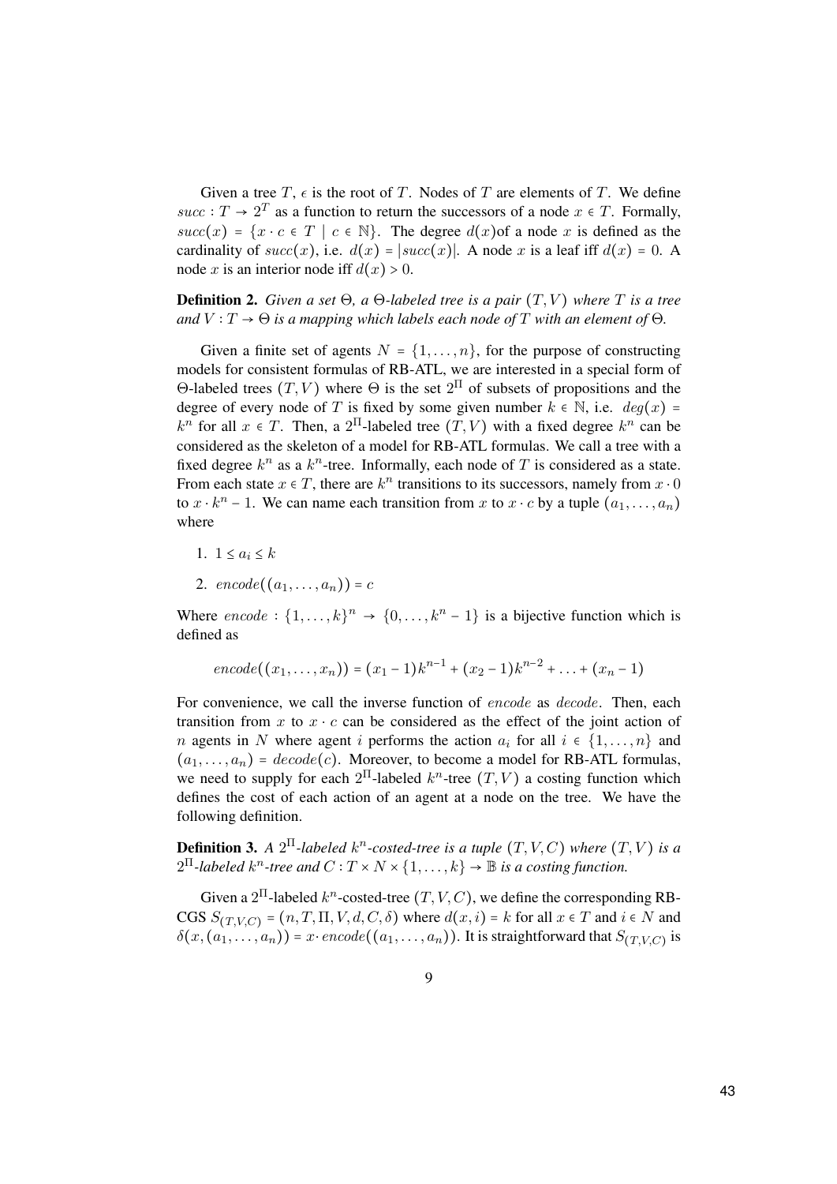Given a tree $T$, $\epsilon$ is the root of $T$. Nodes of $T$ are elements of $T$. We define $succ : T \to 2^T$ as a function to return the successors of a node $x \in T$. Formally, $succ(x) = \{x \cdot c \in T \mid c \in \mathbb{N}\}$. The degree $d(x)$of a node $x$ is defined as the cardinality of $succ(x)$, i.e. $d(x) = |succ(x)|$. A node $x$ is a leaf iff $d(x) = 0$. A node $x$ is an interior node iff $d(x) > 0$.

**Definition 2.** *Given a set $\Theta$, a $\Theta$-labeled tree is a pair $(T, V)$ where $T$ is a tree and $V : T \to \Theta$ is a mapping which labels each node of $T$ with an element of $\Theta$.*

Given a finite set of agents $N = \{1, \ldots, n\}$, for the purpose of constructing models for consistent formulas of RB-ATL, we are interested in a special form of $\Theta$-labeled trees $(T, V)$ where $\Theta$ is the set $2^\Pi$ of subsets of propositions and the degree of every node of $T$ is fixed by some given number $k \in \mathbb{N}$, i.e. $deg(x) = k^n$ for all $x \in T$. Then, a $2^\Pi$-labeled tree $(T, V)$ with a fixed degree $k^n$ can be considered as the skeleton of a model for RB-ATL formulas. We call a tree with a fixed degree $k^n$ as a $k^n$-tree. Informally, each node of $T$ is considered as a state. From each state $x \in T$, there are $k^n$ transitions to its successors, namely from $x \cdot 0$ to $x \cdot k^n - 1$. We can name each transition from $x$ to $x \cdot c$ by a tuple $(a_1, \ldots, a_n)$ where

1. $1 \le a_i \le k$
2. $encode((a_1, \ldots, a_n)) = c$

Where $encode : \{1, \ldots, k\}^n \to \{0, \ldots, k^n - 1\}$ is a bijective function which is defined as

$$encode((x_1, \ldots, x_n)) = (x_1 - 1)k^{n-1} + (x_2 - 1)k^{n-2} + \ldots + (x_n - 1)$$

For convenience, we call the inverse function of $encode$ as $decode$. Then, each transition from $x$ to $x \cdot c$ can be considered as the effect of the joint action of $n$ agents in $N$ where agent $i$ performs the action $a_i$ for all $i \in \{1, \ldots, n\}$ and $(a_1, \ldots, a_n) = decode(c)$. Moreover, to become a model for RB-ATL formulas, we need to supply for each $2^\Pi$-labeled $k^n$-tree $(T, V)$ a costing function which defines the cost of each action of an agent at a node on the tree. We have the following definition.

**Definition 3.** *A $2^\Pi$-labeled $k^n$-costed-tree is a tuple $(T, V, C)$ where $(T, V)$ is a $2^\Pi$-labeled $k^n$-tree and $C : T \times N \times \{1, \ldots, k\} \to \mathbb{B}$ is a costing function.*

Given a $2^\Pi$-labeled $k^n$-costed-tree $(T, V, C)$, we define the corresponding RB-CGS $S_{(T,V,C)} = (n, T, \Pi, V, d, C, \delta)$ where $d(x, i) = k$ for all $x \in T$ and $i \in N$ and $\delta(x, (a_1, \ldots, a_n)) = x \cdot encode((a_1, \ldots, a_n))$. It is straightforward that $S_{(T,V,C)}$ is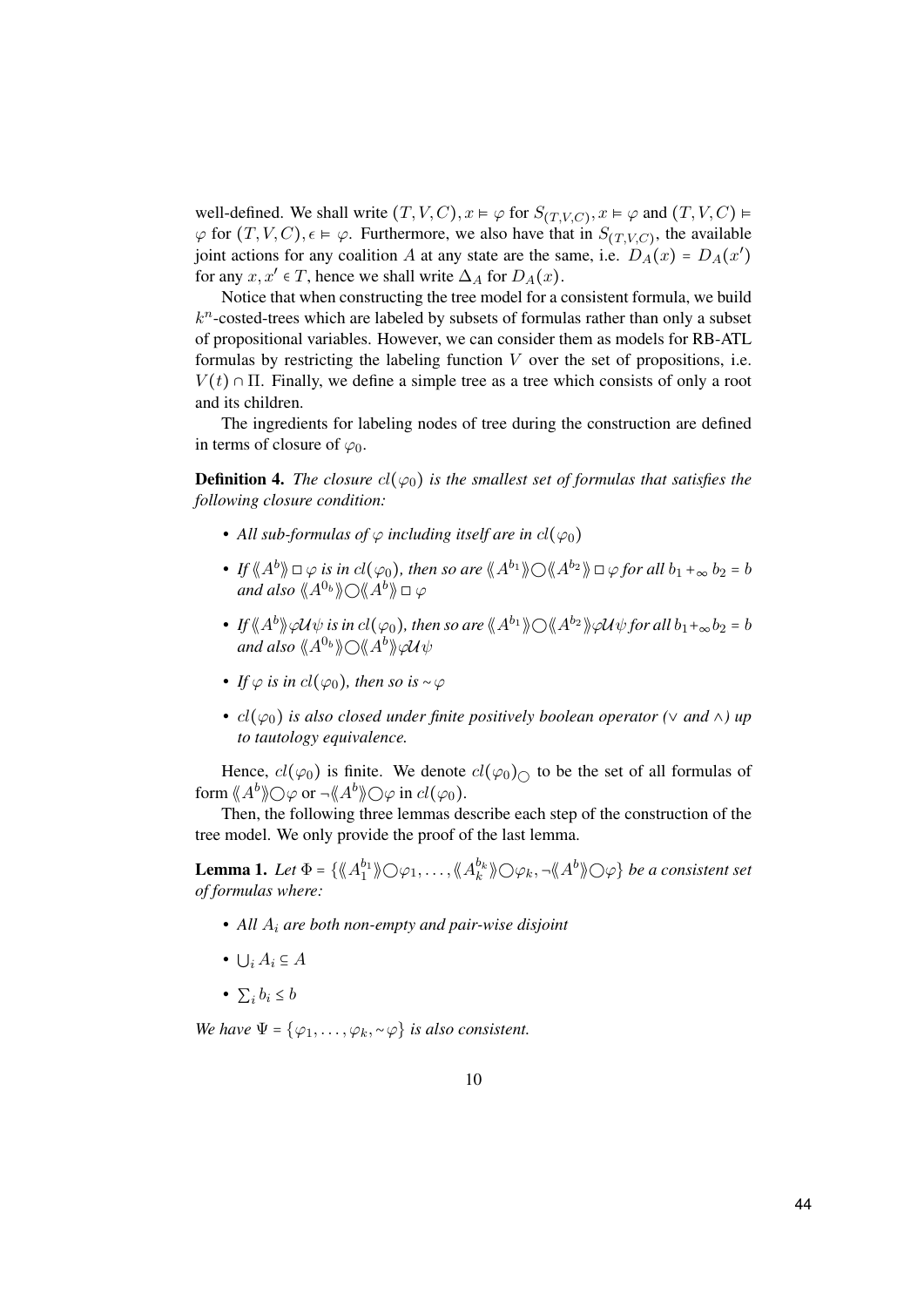well-defined. We shall write $(T, V, C), x \vDash \varphi$ for $S_{(T,V,C)}, x \vDash \varphi$ and $(T, V, C) \vDash \varphi$ for $(T, V, C), \epsilon \vDash \varphi$. Furthermore, we also have that in $S_{(T,V,C)}$, the available joint actions for any coalition $A$ at any state are the same, i.e. $D_A(x) = D_A(x')$ for any $x, x' \in T$, hence we shall write $\Delta_A$ for $D_A(x)$.

Notice that when constructing the tree model for a consistent formula, we build $k^n$-costed-trees which are labeled by subsets of formulas rather than only a subset of propositional variables. However, we can consider them as models for RB-ATL formulas by restricting the labeling function $V$ over the set of propositions, i.e. $V(t) \cap \Pi$. Finally, we define a simple tree as a tree which consists of only a root and its children.

The ingredients for labeling nodes of tree during the construction are defined in terms of closure of $\varphi_0$.

**Definition 4.** *The closure $cl(\varphi_0)$ is the smallest set of formulas that satisfies the following closure condition:*

- *All sub-formulas of $\varphi$ including itself are in $cl(\varphi_0)$*
- *If $\langle\!\langle A^b \rangle\!\rangle \Box \varphi$ is in $cl(\varphi_0)$, then so are $\langle\!\langle A^{b_1} \rangle\!\rangle \bigcirc \langle\!\langle A^{b_2} \rangle\!\rangle \Box \varphi$ for all $b_1 +_\infty b_2 = b$ and also $\langle\!\langle A^{0_b} \rangle\!\rangle \bigcirc \langle\!\langle A^b \rangle\!\rangle \Box \varphi$*
- *If $\langle\!\langle A^b \rangle\!\rangle \varphi \mathcal{U} \psi$ is in $cl(\varphi_0)$, then so are $\langle\!\langle A^{b_1} \rangle\!\rangle \bigcirc \langle\!\langle A^{b_2} \rangle\!\rangle \varphi \mathcal{U} \psi$ for all $b_1 +_\infty b_2 = b$ and also $\langle\!\langle A^{0_b} \rangle\!\rangle \bigcirc \langle\!\langle A^b \rangle\!\rangle \varphi \mathcal{U} \psi$*
- *If $\varphi$ is in $cl(\varphi_0)$, then so is $\sim \varphi$*
- *$cl(\varphi_0)$ is also closed under finite positively boolean operator ($\vee$ and $\wedge$) up to tautology equivalence.*

Hence, $cl(\varphi_0)$ is finite. We denote $cl(\varphi_0)_\bigcirc$ to be the set of all formulas of form $\langle\!\langle A^b \rangle\!\rangle \bigcirc \varphi$ or $\neg \langle\!\langle A^b \rangle\!\rangle \bigcirc \varphi$ in $cl(\varphi_0)$.

Then, the following three lemmas describe each step of the construction of the tree model. We only provide the proof of the last lemma.

**Lemma 1.** *Let $\Phi = \{\langle\!\langle A_1^{b_1} \rangle\!\rangle \bigcirc \varphi_1, \ldots, \langle\!\langle A_k^{b_k} \rangle\!\rangle \bigcirc \varphi_k, \neg \langle\!\langle A^b \rangle\!\rangle \bigcirc \varphi\}$ be a consistent set of formulas where:*

- *All $A_i$ are both non-empty and pair-wise disjoint*
- *$\bigcup_i A_i \subseteq A$*
- *$\sum_i b_i \leq b$*

*We have $\Psi = \{\varphi_1, \ldots, \varphi_k, \sim \varphi\}$ is also consistent.*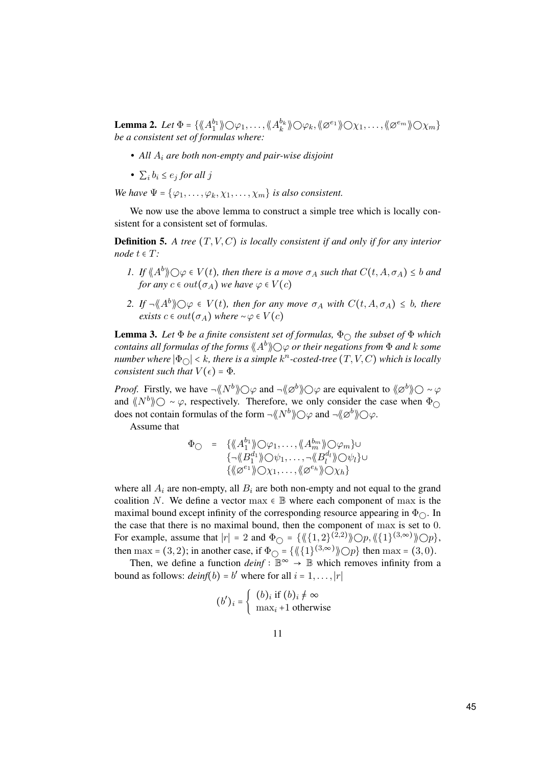**Lemma 2.** *Let $\Phi = \{\langle\!\langle A_1^{b_1} \rangle\!\rangle \bigcirc \varphi_1, \dots, \langle\!\langle A_k^{b_k} \rangle\!\rangle \bigcirc \varphi_k, \langle\!\langle \varnothing^{e_1} \rangle\!\rangle \bigcirc \chi_1, \dots, \langle\!\langle \varnothing^{e_m} \rangle\!\rangle \bigcirc \chi_m\}$ be a consistent set of formulas where:*

- *All $A_i$ are both non-empty and pair-wise disjoint*
- *$\sum_i b_i \leq e_j$ for all $j$*

*We have $\Psi = \{\varphi_1, \dots, \varphi_k, \chi_1, \dots, \chi_m\}$ is also consistent.*

We now use the above lemma to construct a simple tree which is locally consistent for a consistent set of formulas.

**Definition 5.** *A tree $(T, V, C)$ is locally consistent if and only if for any interior node $t \in T$:*

1. *If $\langle\!\langle A^b \rangle\!\rangle \bigcirc \varphi \in V(t)$, then there is a move $\sigma_A$ such that $C(t, A, \sigma_A) \leq b$ and for any $c \in out(\sigma_A)$ we have $\varphi \in V(c)$*
2. *If $\neg\langle\!\langle A^b \rangle\!\rangle \bigcirc \varphi \in V(t)$, then for any move $\sigma_A$ with $C(t, A, \sigma_A) \leq b$, there exists $c \in out(\sigma_A)$ where $\sim\varphi \in V(c)$*

**Lemma 3.** *Let $\Phi$ be a finite consistent set of formulas, $\Phi_\bigcirc$ the subset of $\Phi$ which contains all formulas of the forms $\langle\!\langle A^b \rangle\!\rangle \bigcirc \varphi$ or their negations from $\Phi$ and $k$ some number where $|\Phi_\bigcirc| < k$, there is a simple $k^n$-costed-tree $(T, V, C)$ which is locally consistent such that $V(\epsilon) = \Phi$.*

*Proof.* Firstly, we have $\neg\langle\!\langle N^b \rangle\!\rangle \bigcirc \varphi$ and $\neg\langle\!\langle \varnothing^b \rangle\!\rangle \bigcirc \varphi$ are equivalent to $\langle\!\langle \varnothing^b \rangle\!\rangle \bigcirc \sim\varphi$ and $\langle\!\langle N^b \rangle\!\rangle \bigcirc \sim\varphi$, respectively. Therefore, we only consider the case when $\Phi_\bigcirc$ does not contain formulas of the form $\neg\langle\!\langle N^b \rangle\!\rangle \bigcirc \varphi$ and $\neg\langle\!\langle \varnothing^b \rangle\!\rangle \bigcirc \varphi$.

Assume that

$$
\begin{aligned}
\Phi_\bigcirc \;=\; & \{\langle\!\langle A_1^{b_1} \rangle\!\rangle \bigcirc \varphi_1, \dots, \langle\!\langle A_m^{b_m} \rangle\!\rangle \bigcirc \varphi_m\} \cup \\
& \{\neg\langle\!\langle B_1^{d_1} \rangle\!\rangle \bigcirc \psi_1, \dots, \neg\langle\!\langle B_l^{d_l} \rangle\!\rangle \bigcirc \psi_l\} \cup \\
& \{\langle\!\langle \varnothing^{e_1} \rangle\!\rangle \bigcirc \chi_1, \dots, \langle\!\langle \varnothing^{e_h} \rangle\!\rangle \bigcirc \chi_h\}
\end{aligned}
$$

where all $A_i$ are non-empty, all $B_i$ are both non-empty and not equal to the grand coalition $N$. We define a vector $\max \in \mathbb{B}$ where each component of $\max$ is the maximal bound except infinity of the corresponding resource appearing in $\Phi_\bigcirc$. In the case that there is no maximal bound, then the component of $\max$ is set to 0. For example, assume that $|r| = 2$ and $\Phi_\bigcirc = \{\langle\!\langle \{1,2\}^{(2,2)} \rangle\!\rangle \bigcirc p, \langle\!\langle \{1\}^{(3,\infty)} \rangle\!\rangle \bigcirc p\}$, then $\max = (3, 2)$; in another case, if $\Phi_\bigcirc = \{\langle\!\langle \{1\}^{(3,\infty)} \rangle\!\rangle \bigcirc p\}$ then $\max = (3, 0)$.

Then, we define a function *deinf* : $\mathbb{B}^\infty \to \mathbb{B}$ which removes infinity from a bound as follows: *deinf*$(b) = b'$ where for all $i = 1, \dots, |r|$

$$
(b')_i = \begin{cases} (b)_i \text{ if } (b)_i \neq \infty \\ \max_i + 1 \text{ otherwise} \end{cases}
$$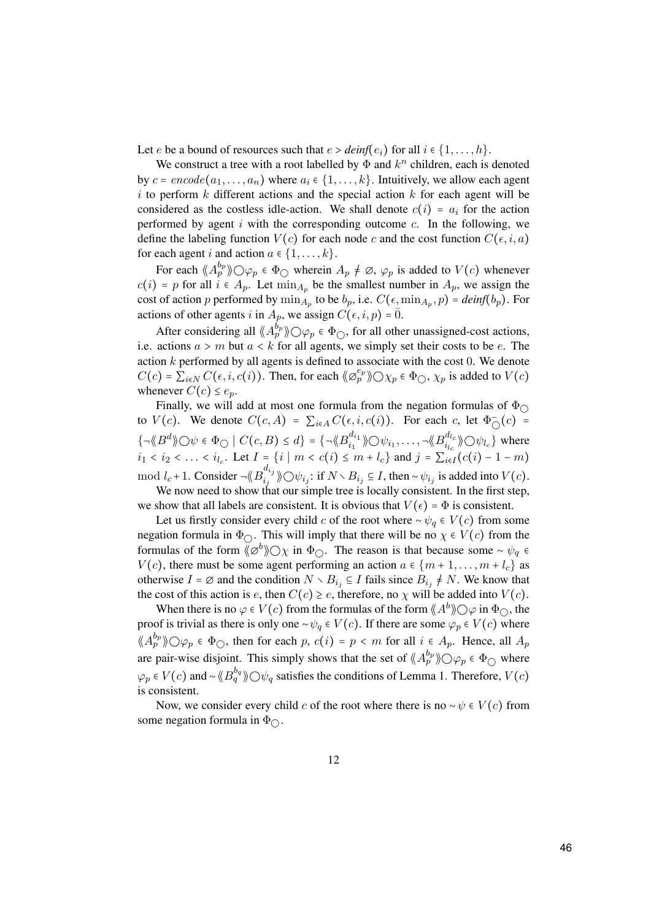Let $e$ be a bound of resources such that $e > \textit{deinf}(e_i)$ for all $i \in \{1, \ldots, h\}$.

We construct a tree with a root labelled by $\Phi$ and $k^n$ children, each is denoted by $c = encode(a_1, \ldots, a_n)$ where $a_i \in \{1, \ldots, k\}$. Intuitively, we allow each agent $i$ to perform $k$ different actions and the special action $k$ for each agent will be considered as the costless idle-action. We shall denote $c(i) = a_i$ for the action performed by agent $i$ with the corresponding outcome $c$. In the following, we define the labeling function $V(c)$ for each node $c$ and the cost function $C(\epsilon, i, a)$ for each agent $i$ and action $a \in \{1, \ldots, k\}$.

For each $\langle\!\langle A_p^{b_p} \rangle\!\rangle \bigcirc \varphi_p \in \Phi_{\bigcirc}$ wherein $A_p \neq \varnothing$, $\varphi_p$ is added to $V(c)$ whenever $c(i) = p$ for all $i \in A_p$. Let $\min_{A_p}$ be the smallest number in $A_p$, we assign the cost of action $p$ performed by $\min_{A_p}$ to be $b_p$, i.e. $C(\epsilon, \min_{A_p}, p) = \textit{deinf}(b_p)$. For actions of other agents $i$ in $A_p$, we assign $C(\epsilon, i, p) = \bar{0}$.

After considering all $\langle\!\langle A_p^{b_p} \rangle\!\rangle \bigcirc \varphi_p \in \Phi_{\bigcirc}$, for all other unassigned-cost actions, i.e. actions $a > m$ but $a < k$ for all agents, we simply set their costs to be $e$. The action $k$ performed by all agents is defined to associate with the cost $0$. We denote $C(c) = \sum_{i \in N} C(\epsilon, i, c(i))$. Then, for each $\langle\!\langle \varnothing_p^{e_p} \rangle\!\rangle \bigcirc \chi_p \in \Phi_{\bigcirc}$, $\chi_p$ is added to $V(c)$ whenever $C(c) \leq e_p$.

Finally, we will add at most one formula from the negation formulas of $\Phi_{\bigcirc}$ to $V(c)$. We denote $C(c, A) = \sum_{i \in A} C(\epsilon, i, c(i))$. For each $c$, let $\Phi_{\bigcirc}^{-}(c) = \{\neg\langle\!\langle B^d \rangle\!\rangle \bigcirc \psi \in \Phi_{\bigcirc} \mid C(c, B) \leq d\} = \{\neg\langle\!\langle B_{i_1}^{d_{i_1}} \rangle\!\rangle \bigcirc \psi_{i_1}, \ldots, \neg\langle\!\langle B_{i_{l_c}}^{d_{l_c}} \rangle\!\rangle \bigcirc \psi_{l_c}\}$ where $i_1 < i_2 < \ldots < i_{l_c}$. Let $I = \{i \mid m < c(i) \leq m + l_c\}$ and $j = \sum_{i \in I}(c(i) - 1 - m) \mod l_c + 1$. Consider $\neg\langle\!\langle B_{i_j}^{d_{i_j}} \rangle\!\rangle \bigcirc \psi_{i_j}$: if $N \setminus B_{i_j} \subseteq I$, then $\sim \psi_{i_j}$ is added into $V(c)$.

We now need to show that our simple tree is locally consistent. In the first step, we show that all labels are consistent. It is obvious that $V(\epsilon) = \Phi$ is consistent.

Let us firstly consider every child $c$ of the root where $\sim \psi_q \in V(c)$ from some negation formula in $\Phi_{\bigcirc}$. This will imply that there will be no $\chi \in V(c)$ from the formulas of the form $\langle\!\langle \varnothing^b \rangle\!\rangle \bigcirc \chi$ in $\Phi_{\bigcirc}$. The reason is that because some $\sim \psi_q \in V(c)$, there must be some agent performing an action $a \in \{m+1, \ldots, m + l_c\}$ as otherwise $I = \varnothing$ and the condition $N \setminus B_{i_j} \subseteq I$ fails since $B_{i_j} \neq N$. We know that the cost of this action is $e$, then $C(c) \geq e$, therefore, no $\chi$ will be added into $V(c)$.

When there is no $\varphi \in V(c)$ from the formulas of the form $\langle\!\langle A^b \rangle\!\rangle \bigcirc \varphi$ in $\Phi_{\bigcirc}$, the proof is trivial as there is only one $\sim \psi_q \in V(c)$. If there are some $\varphi_p \in V(c)$ where $\langle\!\langle A_p^{b_p} \rangle\!\rangle \bigcirc \varphi_p \in \Phi_{\bigcirc}$, then for each $p$, $c(i) = p < m$ for all $i \in A_p$. Hence, all $A_p$ are pair-wise disjoint. This simply shows that the set of $\langle\!\langle A_p^{b_p} \rangle\!\rangle \bigcirc \varphi_p \in \Phi_{\bigcirc}$ where $\varphi_p \in V(c)$ and $\sim \langle\!\langle B_q^{b_q} \rangle\!\rangle \bigcirc \psi_q$ satisfies the conditions of Lemma 1. Therefore, $V(c)$ is consistent.

Now, we consider every child $c$ of the root where there is no $\sim \psi \in V(c)$ from some negation formula in $\Phi_{\bigcirc}$.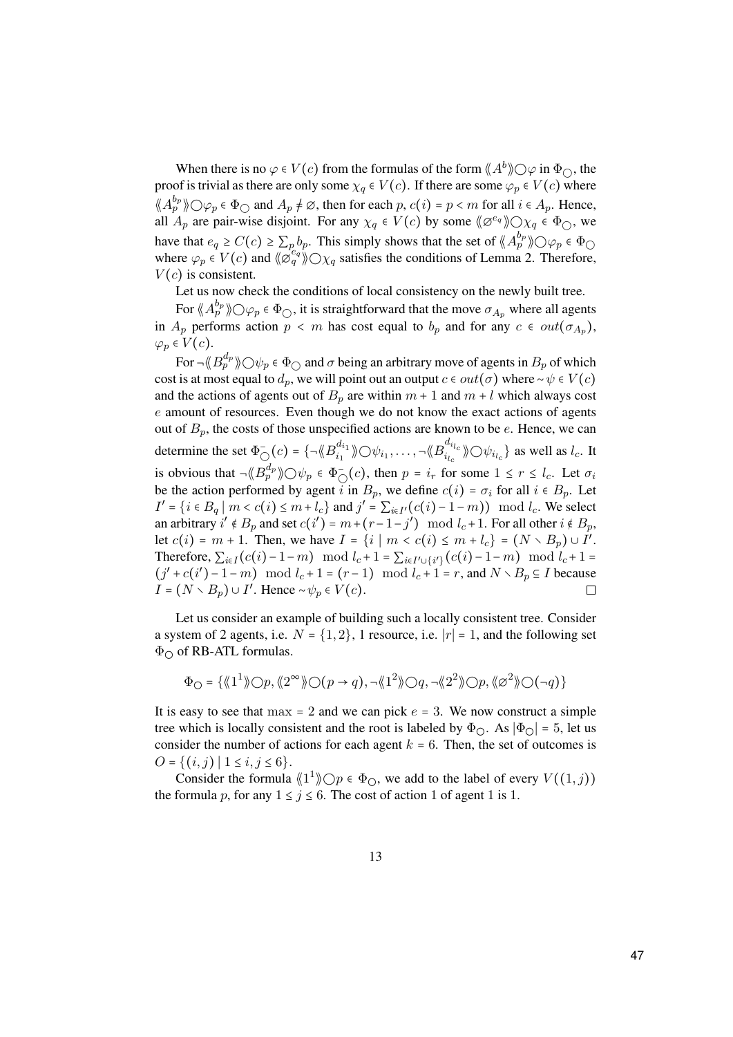When there is no $\varphi \in V(c)$ from the formulas of the form $\langle\!\langle A^b \rangle\!\rangle \bigcirc \varphi$ in $\Phi_\bigcirc$, the proof is trivial as there are only some $\chi_q \in V(c)$. If there are some $\varphi_p \in V(c)$ where $\langle\!\langle A_p^{b_p} \rangle\!\rangle \bigcirc \varphi_p \in \Phi_\bigcirc$ and $A_p \neq \varnothing$, then for each $p$, $c(i) = p < m$ for all $i \in A_p$. Hence, all $A_p$ are pair-wise disjoint. For any $\chi_q \in V(c)$ by some $\langle\!\langle \varnothing^{e_q} \rangle\!\rangle \bigcirc \chi_q \in \Phi_\bigcirc$, we have that $e_q \geq C(c) \geq \sum_p b_p$. This simply shows that the set of $\langle\!\langle A_p^{b_p} \rangle\!\rangle \bigcirc \varphi_p \in \Phi_\bigcirc$ where $\varphi_p \in V(c)$ and $\langle\!\langle \varnothing_q^{e_q} \rangle\!\rangle \bigcirc \chi_q$ satisfies the conditions of Lemma 2. Therefore, $V(c)$ is consistent.

Let us now check the conditions of local consistency on the newly built tree.

For $\langle\!\langle A_p^{b_p} \rangle\!\rangle \bigcirc \varphi_p \in \Phi_\bigcirc$, it is straightforward that the move $\sigma_{A_p}$ where all agents in $A_p$ performs action $p < m$ has cost equal to $b_p$ and for any $c \in out(\sigma_{A_p})$, $\varphi_p \in V(c)$.

For $\neg\langle\!\langle B_p^{d_p} \rangle\!\rangle \bigcirc \psi_p \in \Phi_\bigcirc$ and $\sigma$ being an arbitrary move of agents in $B_p$ of which cost is at most equal to $d_p$, we will point out an output $c \in out(\sigma)$ where $\sim\psi \in V(c)$ and the actions of agents out of $B_p$ are within $m+1$ and $m+l$ which always cost $e$ amount of resources. Even though we do not know the exact actions of agents out of $B_p$, the costs of those unspecified actions are known to be $e$. Hence, we can determine the set $\Phi_\bigcirc^-(c) = \{\neg\langle\!\langle B_{i_1}^{d_{i_1}} \rangle\!\rangle \bigcirc \psi_{i_1}, \ldots, \neg\langle\!\langle B_{i_{l_c}}^{d_{i_{l_c}}} \rangle\!\rangle \bigcirc \psi_{i_{l_c}}\}$ as well as $l_c$. It is obvious that $\neg\langle\!\langle B_p^{d_p} \rangle\!\rangle \bigcirc \psi_p \in \Phi_\bigcirc^-(c)$, then $p = i_r$ for some $1 \leq r \leq l_c$. Let $\sigma_i$ be the action performed by agent $i$ in $B_p$, we define $c(i) = \sigma_i$ for all $i \in B_p$. Let $I' = \{i \in B_q \mid m < c(i) \leq m + l_c\}$ and $j' = \sum_{i \in I'}(c(i) - 1 - m)) \mod l_c$. We select an arbitrary $i' \notin B_p$ and set $c(i') = m + (r - 1 - j') \mod l_c + 1$. For all other $i \notin B_p$, let $c(i) = m+1$. Then, we have $I = \{i \mid m < c(i) \leq m + l_c\} = (N \setminus B_p) \cup I'$. Therefore, $\sum_{i \in I}(c(i) - 1 - m) \mod l_c + 1 = \sum_{i \in I' \cup \{i'\}}(c(i) - 1 - m) \mod l_c + 1 = (j' + c(i') - 1 - m) \mod l_c + 1 = (r-1) \mod l_c + 1 = r$, and $N \setminus B_p \subseteq I$ because $I = (N \setminus B_p) \cup I'$. Hence $\sim\psi_p \in V(c)$. $\square$

Let us consider an example of building such a locally consistent tree. Consider a system of 2 agents, i.e. $N = \{1, 2\}$, 1 resource, i.e. $|r| = 1$, and the following set $\Phi_\bigcirc$ of RB-ATL formulas.

$$\Phi_\bigcirc = \{\langle\!\langle 1^1 \rangle\!\rangle \bigcirc p, \langle\!\langle 2^\infty \rangle\!\rangle \bigcirc (p \to q), \neg\langle\!\langle 1^2 \rangle\!\rangle \bigcirc q, \neg\langle\!\langle 2^2 \rangle\!\rangle \bigcirc p, \langle\!\langle \varnothing^2 \rangle\!\rangle \bigcirc (\neg q)\}$$

It is easy to see that $\max = 2$ and we can pick $e = 3$. We now construct a simple tree which is locally consistent and the root is labeled by $\Phi_\bigcirc$. As $|\Phi_\bigcirc| = 5$, let us consider the number of actions for each agent $k = 6$. Then, the set of outcomes is $O = \{(i, j) \mid 1 \leq i, j \leq 6\}$.

Consider the formula $\langle\!\langle 1^1 \rangle\!\rangle \bigcirc p \in \Phi_\bigcirc$, we add to the label of every $V((1, j))$ the formula $p$, for any $1 \leq j \leq 6$. The cost of action 1 of agent 1 is 1.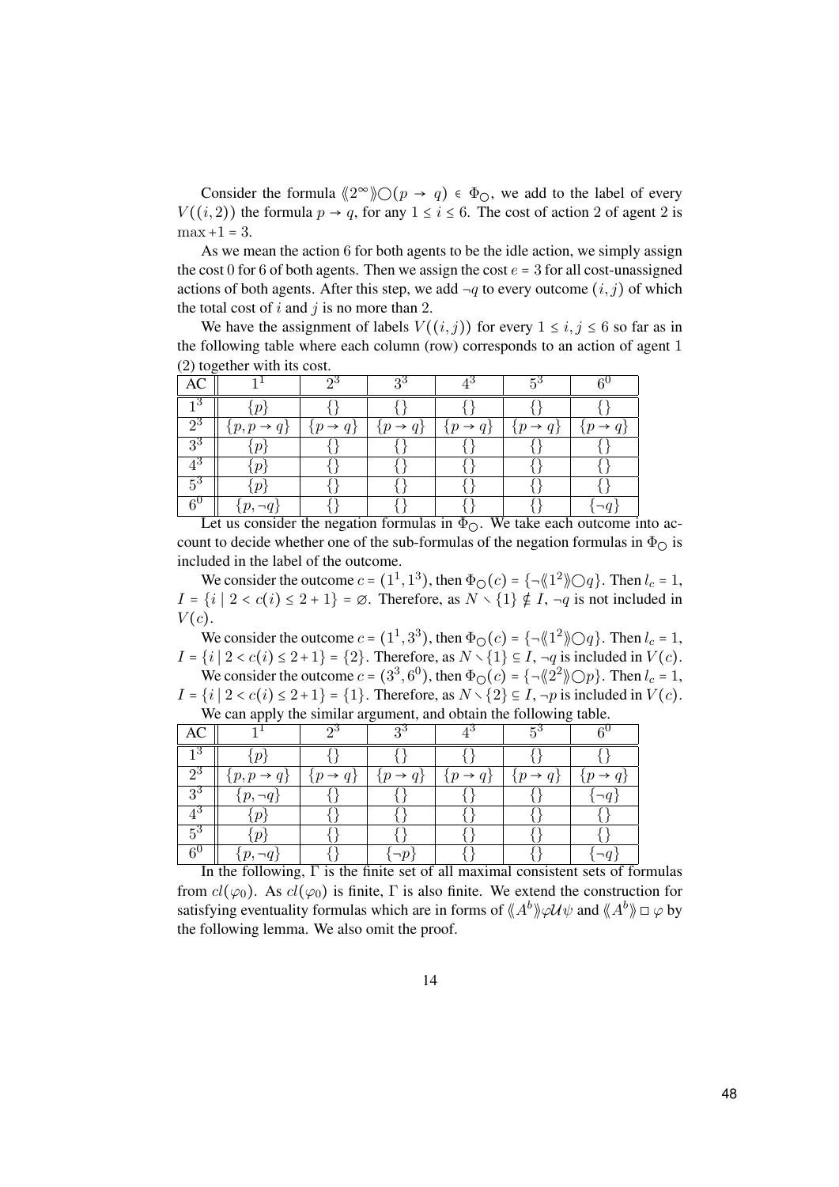Consider the formula $\langle\!\langle 2^{\infty} \rangle\!\rangle \bigcirc (p \to q) \in \Phi_{\bigcirc}$, we add to the label of every $V((i,2))$ the formula $p \to q$, for any $1 \le i \le 6$. The cost of action 2 of agent 2 is $\max + 1 = 3$.

As we mean the action 6 for both agents to be the idle action, we simply assign the cost 0 for 6 of both agents. Then we assign the cost $e = 3$ for all cost-unassigned actions of both agents. After this step, we add $\neg q$ to every outcome $(i,j)$ of which the total cost of $i$ and $j$ is no more than 2.

We have the assignment of labels $V((i,j))$ for every $1 \le i,j \le 6$ so far as in the following table where each column (row) corresponds to an action of agent 1 (2) together with its cost.

| AC | $1^1$ | $2^3$ | $3^3$ | $4^3$ | $5^3$ | $6^0$ |
|---|---|---|---|---|---|---|
| $1^3$ | $\{p\}$ | $\{\}$ | $\{\}$ | $\{\}$ | $\{\}$ | $\{\}$ |
| $2^3$ | $\{p, p \to q\}$ | $\{p \to q\}$ | $\{p \to q\}$ | $\{p \to q\}$ | $\{p \to q\}$ | $\{p \to q\}$ |
| $3^3$ | $\{p\}$ | $\{\}$ | $\{\}$ | $\{\}$ | $\{\}$ | $\{\}$ |
| $4^3$ | $\{p\}$ | $\{\}$ | $\{\}$ | $\{\}$ | $\{\}$ | $\{\}$ |
| $5^3$ | $\{p\}$ | $\{\}$ | $\{\}$ | $\{\}$ | $\{\}$ | $\{\}$ |
| $6^0$ | $\{p, \neg q\}$ | $\{\}$ | $\{\}$ | $\{\}$ | $\{\}$ | $\{\neg q\}$ |

Let us consider the negation formulas in $\Phi_{\bigcirc}$. We take each outcome into account to decide whether one of the sub-formulas of the negation formulas in $\Phi_{\bigcirc}$ is included in the label of the outcome.

We consider the outcome $c = (1^1, 1^3)$, then $\Phi_{\bigcirc}(c) = \{\neg\langle\!\langle 1^2 \rangle\!\rangle \bigcirc q\}$. Then $l_c = 1$, $I = \{i \mid 2 < c(i) \le 2+1\} = \varnothing$. Therefore, as $N \setminus \{1\} \notin I$, $\neg q$ is not included in $V(c)$.

We consider the outcome $c = (1^1, 3^3)$, then $\Phi_{\bigcirc}(c) = \{\neg\langle\!\langle 1^2 \rangle\!\rangle \bigcirc q\}$. Then $l_c = 1$, $I = \{i \mid 2 < c(i) \le 2+1\} = \{2\}$. Therefore, as $N \setminus \{1\} \subseteq I$, $\neg q$ is included in $V(c)$.

We consider the outcome $c = (3^3, 6^0)$, then $\Phi_{\bigcirc}(c) = \{\neg\langle\!\langle 2^2 \rangle\!\rangle \bigcirc p\}$. Then $l_c = 1$, $I = \{i \mid 2 < c(i) \le 2+1\} = \{1\}$. Therefore, as $N \setminus \{2\} \subseteq I$, $\neg p$ is included in $V(c)$.

We can apply the similar argument, and obtain the following table.

| AC | $1^1$ | $2^3$ | $3^3$ | $4^3$ | $5^3$ | $6^0$ |
|---|---|---|---|---|---|---|
| $1^3$ | $\{p\}$ | $\{\}$ | $\{\}$ | $\{\}$ | $\{\}$ | $\{\}$ |
| $2^3$ | $\{p, p \to q\}$ | $\{p \to q\}$ | $\{p \to q\}$ | $\{p \to q\}$ | $\{p \to q\}$ | $\{p \to q\}$ |
| $3^3$ | $\{p, \neg q\}$ | $\{\}$ | $\{\}$ | $\{\}$ | $\{\}$ | $\{\neg q\}$ |
| $4^3$ | $\{p\}$ | $\{\}$ | $\{\}$ | $\{\}$ | $\{\}$ | $\{\}$ |
| $5^3$ | $\{p\}$ | $\{\}$ | $\{\}$ | $\{\}$ | $\{\}$ | $\{\}$ |
| $6^0$ | $\{p, \neg q\}$ | $\{\}$ | $\{\neg p\}$ | $\{\}$ | $\{\}$ | $\{\neg q\}$ |

In the following, $\Gamma$ is the finite set of all maximal consistent sets of formulas from $cl(\varphi_0)$. As $cl(\varphi_0)$ is finite, $\Gamma$ is also finite. We extend the construction for satisfying eventuality formulas which are in forms of $\langle\!\langle A^b \rangle\!\rangle \varphi \mathcal{U} \psi$ and $\langle\!\langle A^b \rangle\!\rangle \Box \varphi$ by the following lemma. We also omit the proof.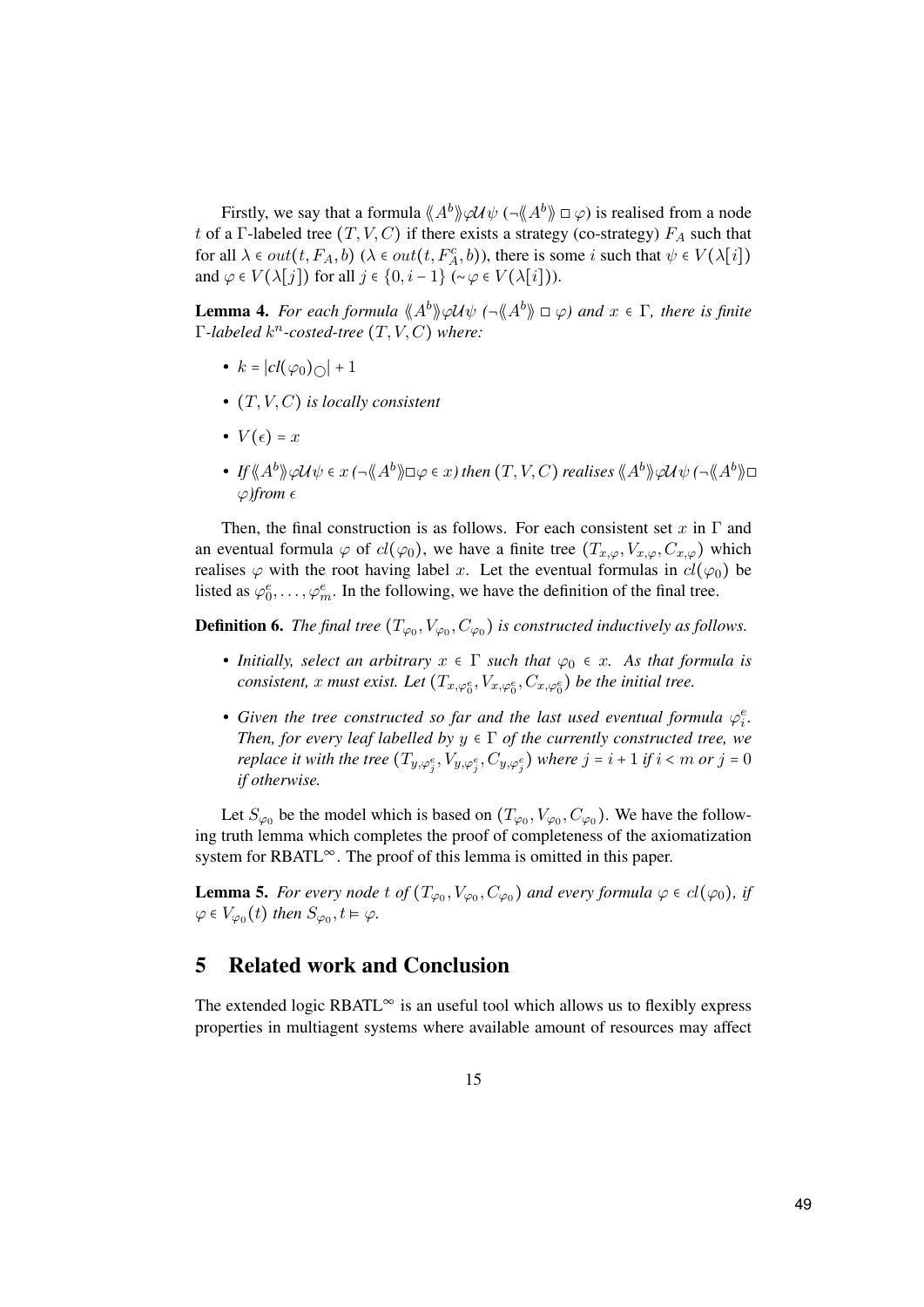Firstly, we say that a formula $\langle\!\langle A^b \rangle\!\rangle \varphi \mathcal{U} \psi$ ($\neg\langle\!\langle A^b \rangle\!\rangle \Box \varphi$) is realised from a node $t$ of a $\Gamma$-labeled tree $(T, V, C)$ if there exists a strategy (co-strategy) $F_A$ such that for all $\lambda \in out(t, F_A, b)$ ($\lambda \in out(t, F_A^c, b)$), there is some $i$ such that $\psi \in V(\lambda[i])$ and $\varphi \in V(\lambda[j])$ for all $j \in \{0, i-1\}$ ($\sim\varphi \in V(\lambda[i])$).

**Lemma 4.** *For each formula $\langle\!\langle A^b \rangle\!\rangle \varphi \mathcal{U} \psi$ ($\neg\langle\!\langle A^b \rangle\!\rangle \Box \varphi$) and $x \in \Gamma$, there is finite $\Gamma$-labeled $k^n$-costed-tree $(T, V, C)$ where:*

- $k = |cl(\varphi_0)_{\bigcirc}| + 1$
- *$(T, V, C)$ is locally consistent*
- $V(\epsilon) = x$
- *If $\langle\!\langle A^b \rangle\!\rangle \varphi \mathcal{U} \psi \in x$ ($\neg\langle\!\langle A^b \rangle\!\rangle \Box \varphi \in x$) then $(T, V, C)$ realises $\langle\!\langle A^b \rangle\!\rangle \varphi \mathcal{U} \psi$ ($\neg\langle\!\langle A^b \rangle\!\rangle \Box \varphi$)from $\epsilon$*

Then, the final construction is as follows. For each consistent set $x$ in $\Gamma$ and an eventual formula $\varphi$ of $cl(\varphi_0)$, we have a finite tree $(T_{x,\varphi}, V_{x,\varphi}, C_{x,\varphi})$ which realises $\varphi$ with the root having label $x$. Let the eventual formulas in $cl(\varphi_0)$ be listed as $\varphi_0^e, \ldots, \varphi_m^e$. In the following, we have the definition of the final tree.

**Definition 6.** *The final tree $(T_{\varphi_0}, V_{\varphi_0}, C_{\varphi_0})$ is constructed inductively as follows.*

- *Initially, select an arbitrary $x \in \Gamma$ such that $\varphi_0 \in x$. As that formula is consistent, $x$ must exist. Let $(T_{x,\varphi_0^e}, V_{x,\varphi_0^e}, C_{x,\varphi_0^e})$ be the initial tree.*
- *Given the tree constructed so far and the last used eventual formula $\varphi_i^e$. Then, for every leaf labelled by $y \in \Gamma$ of the currently constructed tree, we replace it with the tree $(T_{y,\varphi_j^e}, V_{y,\varphi_j^e}, C_{y,\varphi_j^e})$ where $j = i + 1$ if $i < m$ or $j = 0$ if otherwise.*

Let $S_{\varphi_0}$ be the model which is based on $(T_{\varphi_0}, V_{\varphi_0}, C_{\varphi_0})$. We have the following truth lemma which completes the proof of completeness of the axiomatization system for RBATL$^\infty$. The proof of this lemma is omitted in this paper.

**Lemma 5.** *For every node $t$ of $(T_{\varphi_0}, V_{\varphi_0}, C_{\varphi_0})$ and every formula $\varphi \in cl(\varphi_0)$, if $\varphi \in V_{\varphi_0}(t)$ then $S_{\varphi_0}, t \vDash \varphi$.*

## 5 Related work and Conclusion

The extended logic RBATL$^\infty$ is an useful tool which allows us to flexibly express properties in multiagent systems where available amount of resources may affect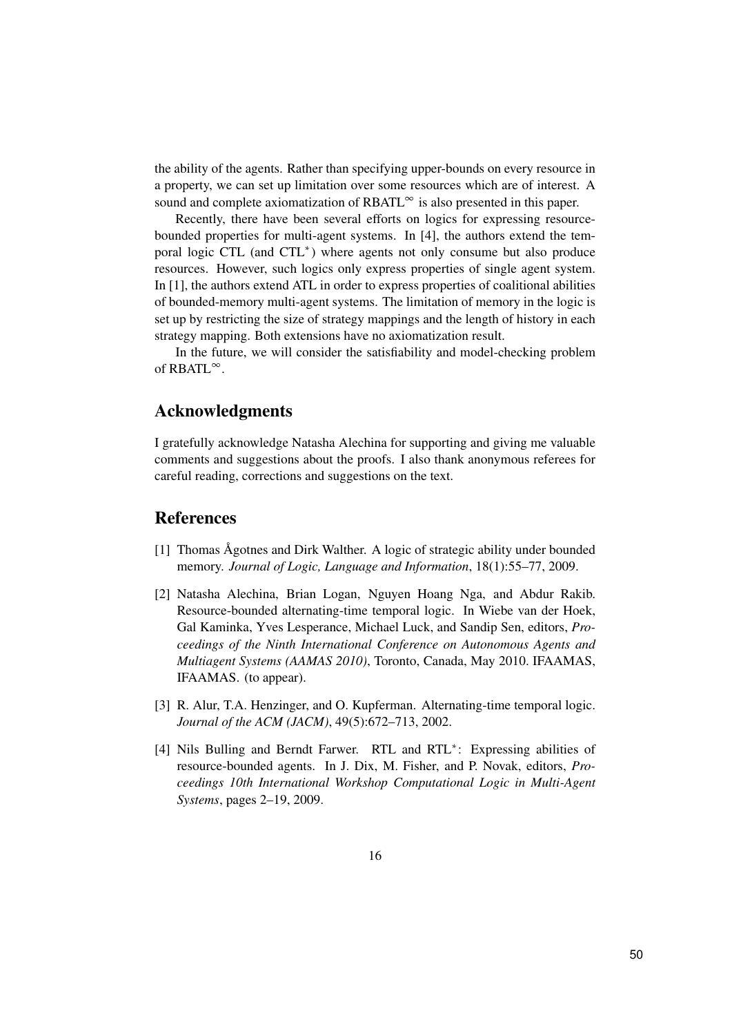the ability of the agents. Rather than specifying upper-bounds on every resource in a property, we can set up limitation over some resources which are of interest. A sound and complete axiomatization of RBATL$^{\infty}$ is also presented in this paper.

Recently, there have been several efforts on logics for expressing resource-bounded properties for multi-agent systems. In [4], the authors extend the temporal logic CTL (and CTL$^{*}$) where agents not only consume but also produce resources. However, such logics only express properties of single agent system. In [1], the authors extend ATL in order to express properties of coalitional abilities of bounded-memory multi-agent systems. The limitation of memory in the logic is set up by restricting the size of strategy mappings and the length of history in each strategy mapping. Both extensions have no axiomatization result.

In the future, we will consider the satisfiability and model-checking problem of RBATL$^{\infty}$.

## Acknowledgments

I gratefully acknowledge Natasha Alechina for supporting and giving me valuable comments and suggestions about the proofs. I also thank anonymous referees for careful reading, corrections and suggestions on the text.

## References

[1] Thomas Ågotnes and Dirk Walther. A logic of strategic ability under bounded memory. *Journal of Logic, Language and Information*, 18(1):55–77, 2009.

[2] Natasha Alechina, Brian Logan, Nguyen Hoang Nga, and Abdur Rakib. Resource-bounded alternating-time temporal logic. In Wiebe van der Hoek, Gal Kaminka, Yves Lesperance, Michael Luck, and Sandip Sen, editors, *Proceedings of the Ninth International Conference on Autonomous Agents and Multiagent Systems (AAMAS 2010)*, Toronto, Canada, May 2010. IFAAMAS, IFAAMAS. (to appear).

[3] R. Alur, T.A. Henzinger, and O. Kupferman. Alternating-time temporal logic. *Journal of the ACM (JACM)*, 49(5):672–713, 2002.

[4] Nils Bulling and Berndt Farwer. RTL and RTL$^{*}$: Expressing abilities of resource-bounded agents. In J. Dix, M. Fisher, and P. Novak, editors, *Proceedings 10th International Workshop Computational Logic in Multi-Agent Systems*, pages 2–19, 2009.